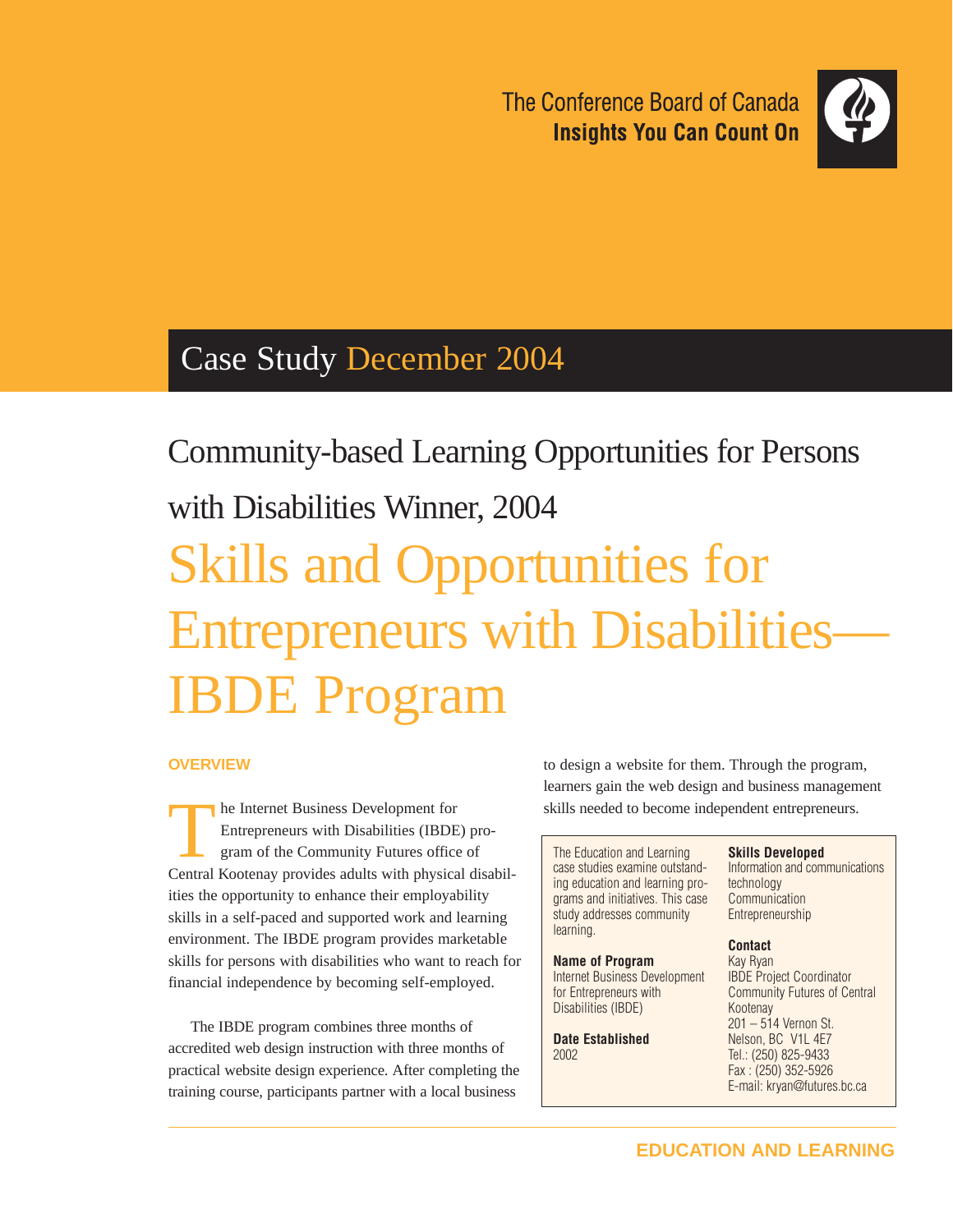The Conference Board of Canada
**Insights You Can Count On**

Case Study December 2004

## Community-based Learning Opportunities for Persons with Disabilities Winner, 2004

# Skills and Opportunities for Entrepreneurs with Disabilities—IBDE Program

### OVERVIEW

The Internet Business Development for Entrepreneurs with Disabilities (IBDE) program of the Community Futures office of Central Kootenay provides adults with physical disabilities the opportunity to enhance their employability skills in a self-paced and supported work and learning environment. The IBDE program provides marketable skills for persons with disabilities who want to reach for financial independence by becoming self-employed.

The IBDE program combines three months of accredited web design instruction with three months of practical website design experience. After completing the training course, participants partner with a local business to design a website for them. Through the program, learners gain the web design and business management skills needed to become independent entrepreneurs.

The Education and Learning case studies examine outstanding education and learning programs and initiatives. This case study addresses community learning.

**Name of Program**
Internet Business Development for Entrepreneurs with Disabilities (IBDE)

**Date Established**
2002

**Skills Developed**
Information and communications technology
Communication
Entrepreneurship

**Contact**
Kay Ryan
IBDE Project Coordinator
Community Futures of Central Kootenay
201 – 514 Vernon St.
Nelson, BC V1L 4E7
Tel.: (250) 825-9433
Fax : (250) 352-5926
E-mail: kryan@futures.bc.ca

EDUCATION AND LEARNING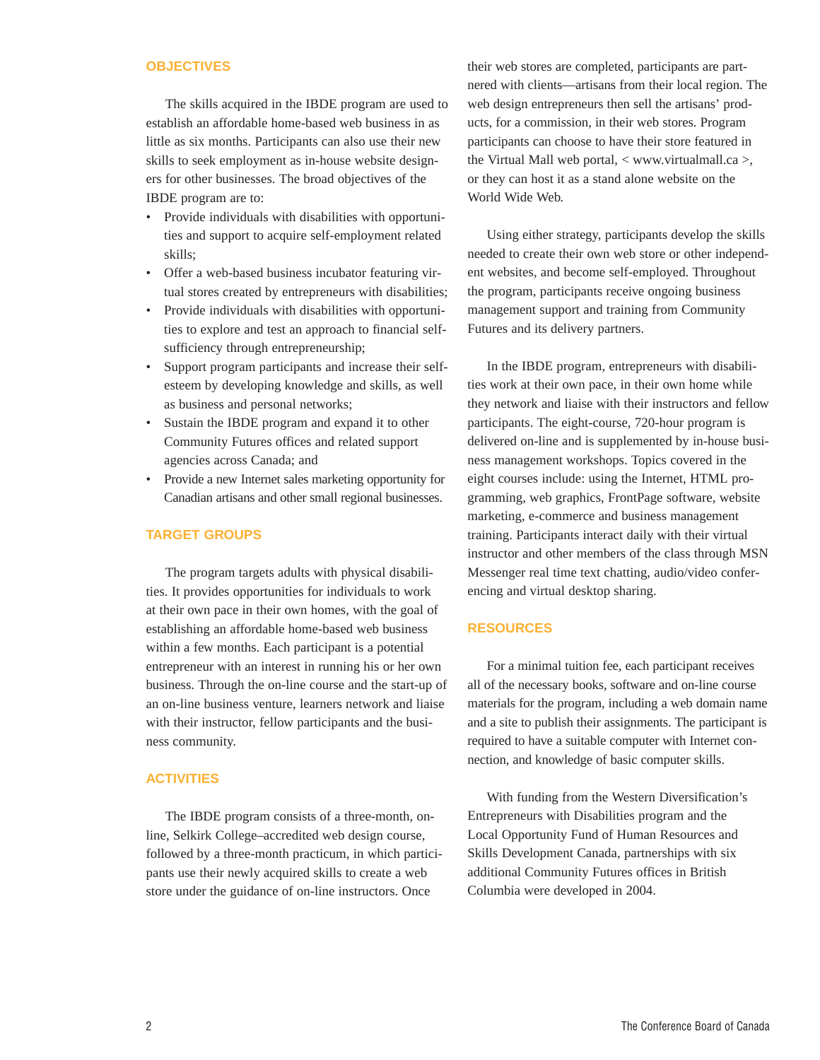## OBJECTIVES

The skills acquired in the IBDE program are used to establish an affordable home-based web business in as little as six months. Participants can also use their new skills to seek employment as in-house website designers for other businesses. The broad objectives of the IBDE program are to:

- Provide individuals with disabilities with opportunities and support to acquire self-employment related skills;
- Offer a web-based business incubator featuring virtual stores created by entrepreneurs with disabilities;
- Provide individuals with disabilities with opportunities to explore and test an approach to financial self-sufficiency through entrepreneurship;
- Support program participants and increase their self-esteem by developing knowledge and skills, as well as business and personal networks;
- Sustain the IBDE program and expand it to other Community Futures offices and related support agencies across Canada; and
- Provide a new Internet sales marketing opportunity for Canadian artisans and other small regional businesses.

## TARGET GROUPS

The program targets adults with physical disabilities. It provides opportunities for individuals to work at their own pace in their own homes, with the goal of establishing an affordable home-based web business within a few months. Each participant is a potential entrepreneur with an interest in running his or her own business. Through the on-line course and the start-up of an on-line business venture, learners network and liaise with their instructor, fellow participants and the business community.

## ACTIVITIES

The IBDE program consists of a three-month, on-line, Selkirk College–accredited web design course, followed by a three-month practicum, in which participants use their newly acquired skills to create a web store under the guidance of on-line instructors. Once their web stores are completed, participants are partnered with clients—artisans from their local region. The web design entrepreneurs then sell the artisans' products, for a commission, in their web stores. Program participants can choose to have their store featured in the Virtual Mall web portal, < www.virtualmall.ca >, or they can host it as a stand alone website on the World Wide Web.

Using either strategy, participants develop the skills needed to create their own web store or other independent websites, and become self-employed. Throughout the program, participants receive ongoing business management support and training from Community Futures and its delivery partners.

In the IBDE program, entrepreneurs with disabilities work at their own pace, in their own home while they network and liaise with their instructors and fellow participants. The eight-course, 720-hour program is delivered on-line and is supplemented by in-house business management workshops. Topics covered in the eight courses include: using the Internet, HTML programming, web graphics, FrontPage software, website marketing, e-commerce and business management training. Participants interact daily with their virtual instructor and other members of the class through MSN Messenger real time text chatting, audio/video conferencing and virtual desktop sharing.

## RESOURCES

For a minimal tuition fee, each participant receives all of the necessary books, software and on-line course materials for the program, including a web domain name and a site to publish their assignments. The participant is required to have a suitable computer with Internet connection, and knowledge of basic computer skills.

With funding from the Western Diversification's Entrepreneurs with Disabilities program and the Local Opportunity Fund of Human Resources and Skills Development Canada, partnerships with six additional Community Futures offices in British Columbia were developed in 2004.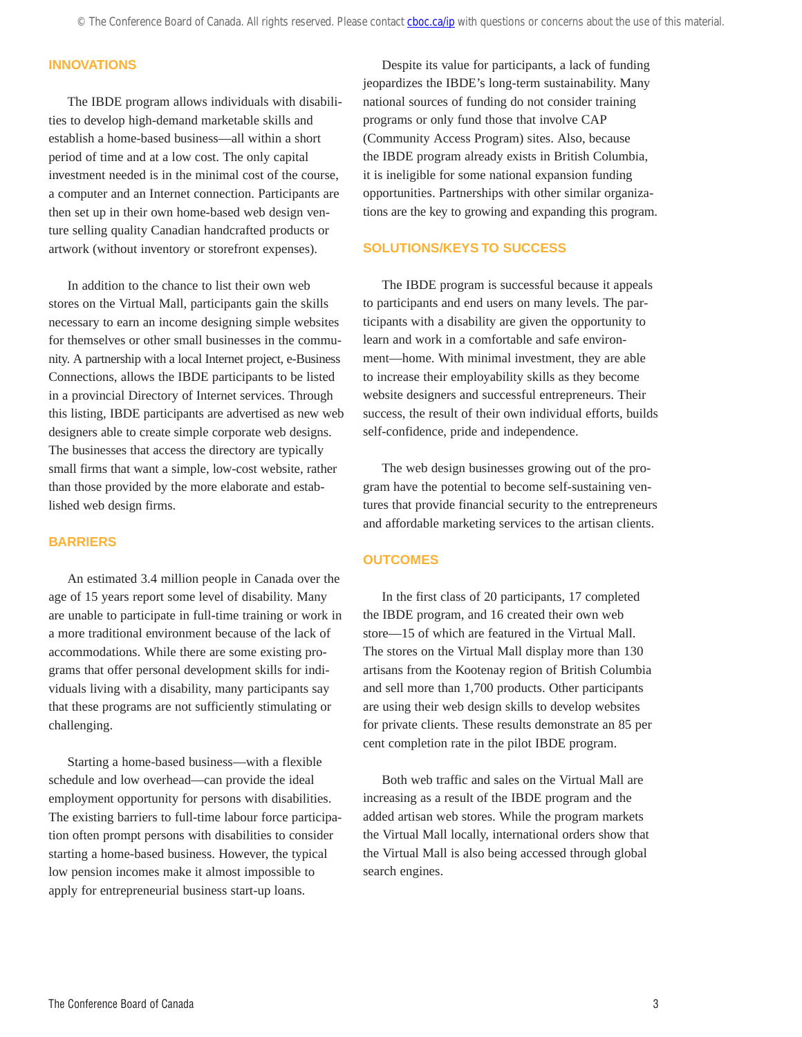## INNOVATIONS

The IBDE program allows individuals with disabilities to develop high-demand marketable skills and establish a home-based business—all within a short period of time and at a low cost. The only capital investment needed is in the minimal cost of the course, a computer and an Internet connection. Participants are then set up in their own home-based web design venture selling quality Canadian handcrafted products or artwork (without inventory or storefront expenses).

In addition to the chance to list their own web stores on the Virtual Mall, participants gain the skills necessary to earn an income designing simple websites for themselves or other small businesses in the community. A partnership with a local Internet project, e-Business Connections, allows the IBDE participants to be listed in a provincial Directory of Internet services. Through this listing, IBDE participants are advertised as new web designers able to create simple corporate web designs. The businesses that access the directory are typically small firms that want a simple, low-cost website, rather than those provided by the more elaborate and established web design firms.

## BARRIERS

An estimated 3.4 million people in Canada over the age of 15 years report some level of disability. Many are unable to participate in full-time training or work in a more traditional environment because of the lack of accommodations. While there are some existing programs that offer personal development skills for individuals living with a disability, many participants say that these programs are not sufficiently stimulating or challenging.

Starting a home-based business—with a flexible schedule and low overhead—can provide the ideal employment opportunity for persons with disabilities. The existing barriers to full-time labour force participation often prompt persons with disabilities to consider starting a home-based business. However, the typical low pension incomes make it almost impossible to apply for entrepreneurial business start-up loans.

Despite its value for participants, a lack of funding jeopardizes the IBDE's long-term sustainability. Many national sources of funding do not consider training programs or only fund those that involve CAP (Community Access Program) sites. Also, because the IBDE program already exists in British Columbia, it is ineligible for some national expansion funding opportunities. Partnerships with other similar organizations are the key to growing and expanding this program.

## SOLUTIONS/KEYS TO SUCCESS

The IBDE program is successful because it appeals to participants and end users on many levels. The participants with a disability are given the opportunity to learn and work in a comfortable and safe environment—home. With minimal investment, they are able to increase their employability skills as they become website designers and successful entrepreneurs. Their success, the result of their own individual efforts, builds self-confidence, pride and independence.

The web design businesses growing out of the program have the potential to become self-sustaining ventures that provide financial security to the entrepreneurs and affordable marketing services to the artisan clients.

## OUTCOMES

In the first class of 20 participants, 17 completed the IBDE program, and 16 created their own web store—15 of which are featured in the Virtual Mall. The stores on the Virtual Mall display more than 130 artisans from the Kootenay region of British Columbia and sell more than 1,700 products. Other participants are using their web design skills to develop websites for private clients. These results demonstrate an 85 per cent completion rate in the pilot IBDE program.

Both web traffic and sales on the Virtual Mall are increasing as a result of the IBDE program and the added artisan web stores. While the program markets the Virtual Mall locally, international orders show that the Virtual Mall is also being accessed through global search engines.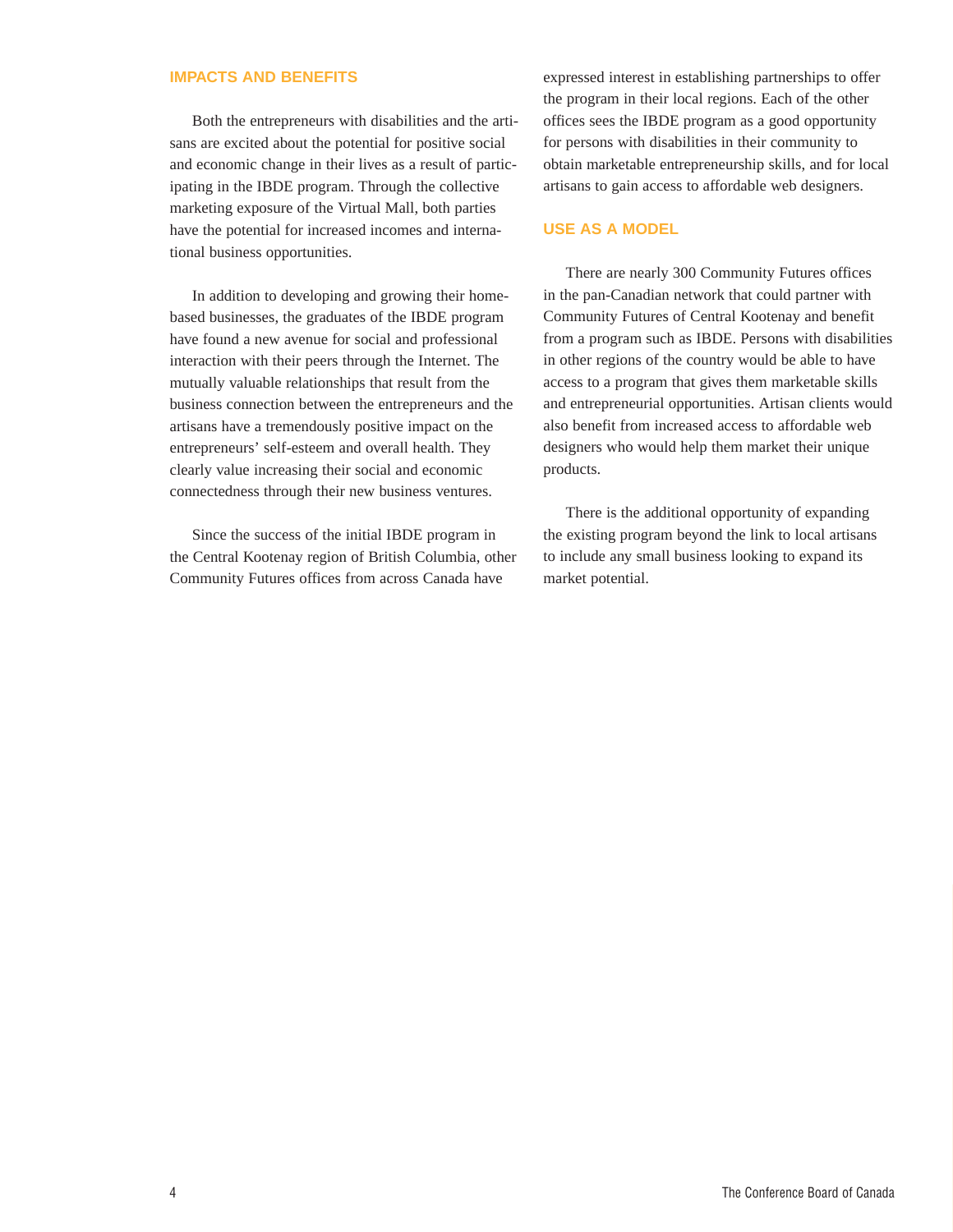## IMPACTS AND BENEFITS

Both the entrepreneurs with disabilities and the artisans are excited about the potential for positive social and economic change in their lives as a result of participating in the IBDE program. Through the collective marketing exposure of the Virtual Mall, both parties have the potential for increased incomes and international business opportunities.

In addition to developing and growing their home-based businesses, the graduates of the IBDE program have found a new avenue for social and professional interaction with their peers through the Internet. The mutually valuable relationships that result from the business connection between the entrepreneurs and the artisans have a tremendously positive impact on the entrepreneurs' self-esteem and overall health. They clearly value increasing their social and economic connectedness through their new business ventures.

Since the success of the initial IBDE program in the Central Kootenay region of British Columbia, other Community Futures offices from across Canada have expressed interest in establishing partnerships to offer the program in their local regions. Each of the other offices sees the IBDE program as a good opportunity for persons with disabilities in their community to obtain marketable entrepreneurship skills, and for local artisans to gain access to affordable web designers.

## USE AS A MODEL

There are nearly 300 Community Futures offices in the pan-Canadian network that could partner with Community Futures of Central Kootenay and benefit from a program such as IBDE. Persons with disabilities in other regions of the country would be able to have access to a program that gives them marketable skills and entrepreneurial opportunities. Artisan clients would also benefit from increased access to affordable web designers who would help them market their unique products.

There is the additional opportunity of expanding the existing program beyond the link to local artisans to include any small business looking to expand its market potential.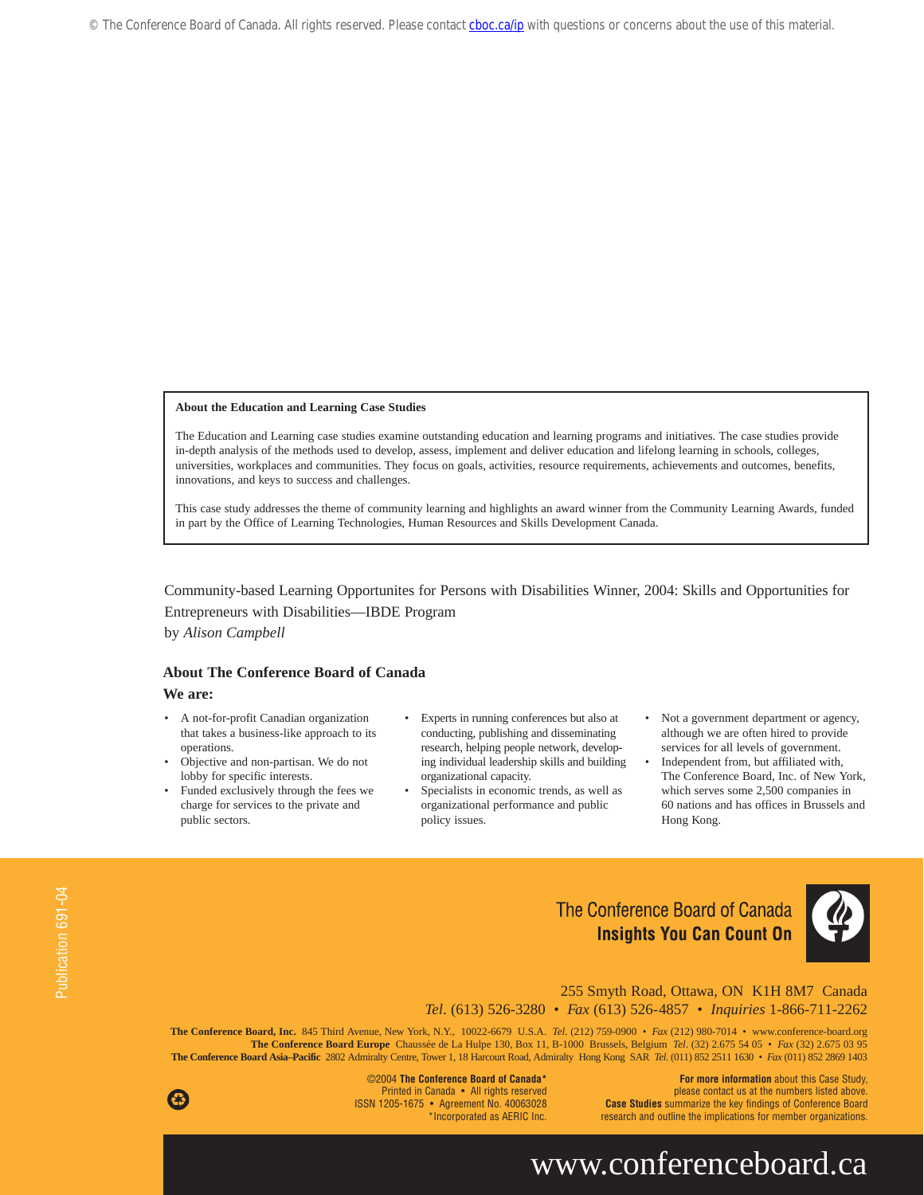© The Conference Board of Canada. All rights reserved. Please contact cboc.ca/ip with questions or concerns about the use of this material.

**About the Education and Learning Case Studies**

The Education and Learning case studies examine outstanding education and learning programs and initiatives. The case studies provide in-depth analysis of the methods used to develop, assess, implement and deliver education and lifelong learning in schools, colleges, universities, workplaces and communities. They focus on goals, activities, resource requirements, achievements and outcomes, benefits, innovations, and keys to success and challenges.

This case study addresses the theme of community learning and highlights an award winner from the Community Learning Awards, funded in part by the Office of Learning Technologies, Human Resources and Skills Development Canada.

Community-based Learning Opportunites for Persons with Disabilities Winner, 2004: Skills and Opportunities for Entrepreneurs with Disabilities—IBDE Program
by *Alison Campbell*

## About The Conference Board of Canada

**We are:**

- A not-for-profit Canadian organization that takes a business-like approach to its operations.
- Objective and non-partisan. We do not lobby for specific interests.
- Funded exclusively through the fees we charge for services to the private and public sectors.
- Experts in running conferences but also at conducting, publishing and disseminating research, helping people network, developing individual leadership skills and building organizational capacity.
- Specialists in economic trends, as well as organizational performance and public policy issues.
- Not a government department or agency, although we are often hired to provide services for all levels of government.
- Independent from, but affiliated with, The Conference Board, Inc. of New York, which serves some 2,500 companies in 60 nations and has offices in Brussels and Hong Kong.

Publication 691-04

The Conference Board of Canada
**Insights You Can Count On**

255 Smyth Road, Ottawa, ON K1H 8M7 Canada
*Tel.* (613) 526-3280 • *Fax* (613) 526-4857 • *Inquiries* 1-866-711-2262

**The Conference Board, Inc.** 845 Third Avenue, New York, N.Y., 10022-6679 U.S.A. *Tel.* (212) 759-0900 • *Fax* (212) 980-7014 • www.conference-board.org
**The Conference Board Europe** Chaussée de La Hulpe 130, Box 11, B-1000 Brussels, Belgium *Tel.* (32) 2.675 54 05 • *Fax* (32) 2.675 03 95
**The Conference Board Asia–Pacific** 2802 Admiralty Centre, Tower 1, 18 Harcourt Road, Admiralty Hong Kong SAR *Tel.* (011) 852 2511 1630 • *Fax* (011) 852 2869 1403

©2004 **The Conference Board of Canada***
Printed in Canada • All rights reserved
ISSN 1205-1675 • Agreement No. 40063028
*Incorporated as AERIC Inc.

**For more information** about this Case Study, please contact us at the numbers listed above.
**Case Studies** summarize the key findings of Conference Board research and outline the implications for member organizations.

www.conferenceboard.ca